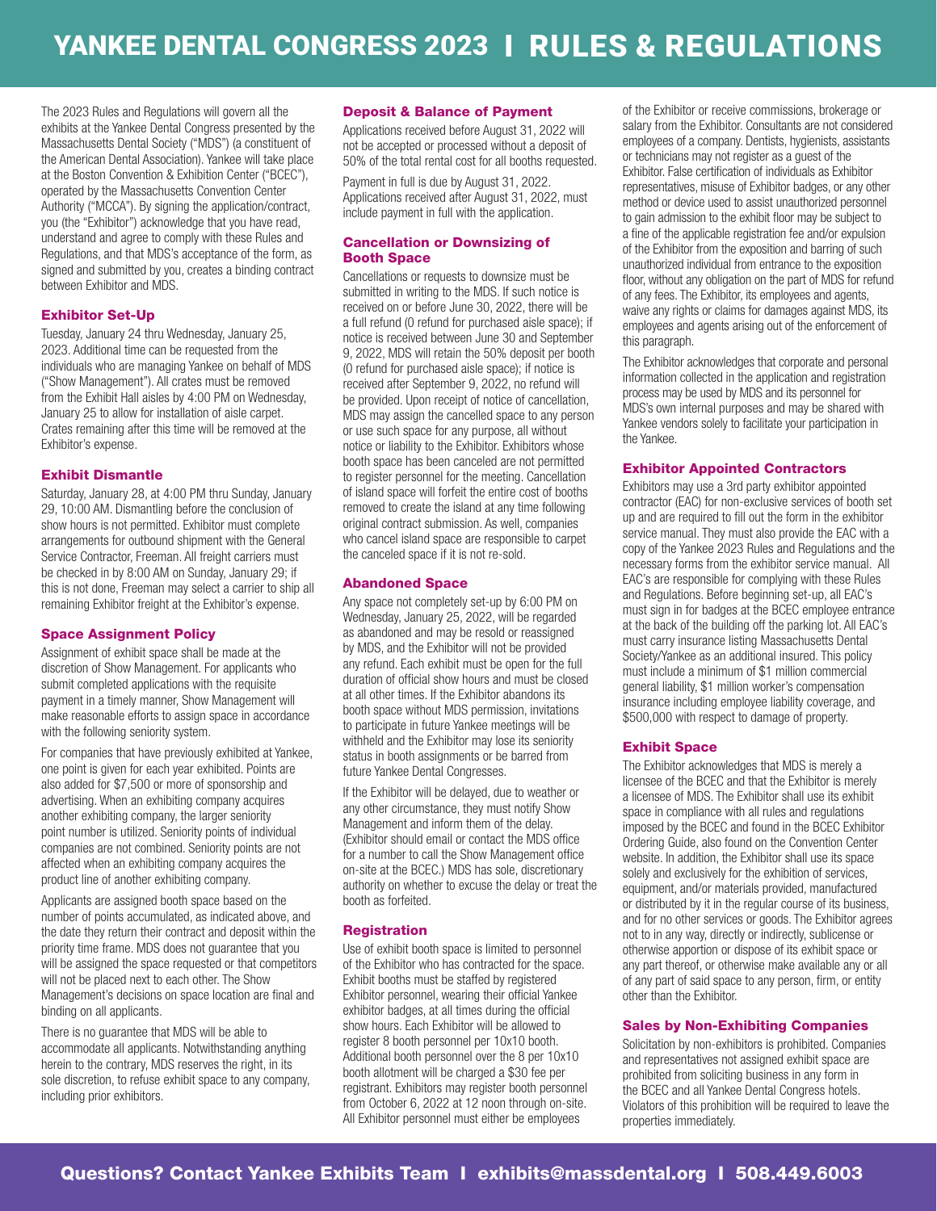# YANKEE DENTAL CONGRESS 2023 I RULES & REGULATIONS

The 2023 Rules and Regulations will govern all the exhibits at the Yankee Dental Congress presented by the Massachusetts Dental Society ("MDS") (a constituent of the American Dental Association). Yankee will take place at the Boston Convention & Exhibition Center ("BCEC"), operated by the Massachusetts Convention Center Authority ("MCCA"). By signing the application/contract, you (the "Exhibitor") acknowledge that you have read, understand and agree to comply with these Rules and Regulations, and that MDS's acceptance of the form, as signed and submitted by you, creates a binding contract between Exhibitor and MDS.

### Exhibitor Set-Up

Tuesday, January 24 thru Wednesday, January 25, 2023. Additional time can be requested from the individuals who are managing Yankee on behalf of MDS ("Show Management"). All crates must be removed from the Exhibit Hall aisles by 4:00 PM on Wednesday, January 25 to allow for installation of aisle carpet. Crates remaining after this time will be removed at the Exhibitor's expense.

### Exhibit Dismantle

Saturday, January 28, at 4:00 PM thru Sunday, January 29, 10:00 AM. Dismantling before the conclusion of show hours is not permitted. Exhibitor must complete arrangements for outbound shipment with the General Service Contractor, Freeman. All freight carriers must be checked in by 8:00 AM on Sunday, January 29; if this is not done, Freeman may select a carrier to ship all remaining Exhibitor freight at the Exhibitor's expense.

### Space Assignment Policy

Assignment of exhibit space shall be made at the discretion of Show Management. For applicants who submit completed applications with the requisite payment in a timely manner, Show Management will make reasonable efforts to assign space in accordance with the following seniority system.

For companies that have previously exhibited at Yankee, one point is given for each year exhibited. Points are also added for $7,500 or more of sponsorship and advertising. When an exhibiting company acquires another exhibiting company, the larger seniority point number is utilized. Seniority points of individual companies are not combined. Seniority points are not affected when an exhibiting company acquires the product line of another exhibiting company.

Applicants are assigned booth space based on the number of points accumulated, as indicated above, and the date they return their contract and deposit within the priority time frame. MDS does not guarantee that you will be assigned the space requested or that competitors will not be placed next to each other. The Show Management's decisions on space location are final and binding on all applicants.

There is no guarantee that MDS will be able to accommodate all applicants. Notwithstanding anything herein to the contrary, MDS reserves the right, in its sole discretion, to refuse exhibit space to any company, including prior exhibitors.

### Deposit & Balance of Payment

Applications received before August 31, 2022 will not be accepted or processed without a deposit of 50% of the total rental cost for all booths requested.

Payment in full is due by August 31, 2022. Applications received after August 31, 2022, must include payment in full with the application.

### Cancellation or Downsizing of Booth Space

Cancellations or requests to downsize must be submitted in writing to the MDS. If such notice is received on or before June 30, 2022, there will be a full refund (0 refund for purchased aisle space); if notice is received between June 30 and September 9, 2022, MDS will retain the 50% deposit per booth (0 refund for purchased aisle space); if notice is received after September 9, 2022, no refund will be provided. Upon receipt of notice of cancellation, MDS may assign the cancelled space to any person or use such space for any purpose, all without notice or liability to the Exhibitor. Exhibitors whose booth space has been canceled are not permitted to register personnel for the meeting. Cancellation of island space will forfeit the entire cost of booths removed to create the island at any time following original contract submission. As well, companies who cancel island space are responsible to carpet the canceled space if it is not re-sold.

### Abandoned Space

Any space not completely set-up by 6:00 PM on Wednesday, January 25, 2022, will be regarded as abandoned and may be resold or reassigned by MDS, and the Exhibitor will not be provided any refund. Each exhibit must be open for the full duration of official show hours and must be closed at all other times. If the Exhibitor abandons its booth space without MDS permission, invitations to participate in future Yankee meetings will be withheld and the Exhibitor may lose its seniority status in booth assignments or be barred from future Yankee Dental Congresses.

If the Exhibitor will be delayed, due to weather or any other circumstance, they must notify Show Management and inform them of the delay. (Exhibitor should email or contact the MDS office for a number to call the Show Management office on-site at the BCEC.) MDS has sole, discretionary authority on whether to excuse the delay or treat the booth as forfeited.

### Registration

Use of exhibit booth space is limited to personnel of the Exhibitor who has contracted for the space. Exhibit booths must be staffed by registered Exhibitor personnel, wearing their official Yankee exhibitor badges, at all times during the official show hours. Each Exhibitor will be allowed to register 8 booth personnel per 10x10 booth. Additional booth personnel over the 8 per 10x10 booth allotment will be charged a $30 fee per registrant. Exhibitors may register booth personnel from October 6, 2022 at 12 noon through on-site. All Exhibitor personnel must either be employees of the Exhibitor or receive commissions, brokerage or salary from the Exhibitor. Consultants are not considered employees of a company. Dentists, hygienists, assistants or technicians may not register as a guest of the Exhibitor. False certification of individuals as Exhibitor representatives, misuse of Exhibitor badges, or any other method or device used to assist unauthorized personnel to gain admission to the exhibit floor may be subject to a fine of the applicable registration fee and/or expulsion of the Exhibitor from the exposition and barring of such unauthorized individual from entrance to the exposition floor, without any obligation on the part of MDS for refund of any fees. The Exhibitor, its employees and agents, waive any rights or claims for damages against MDS, its employees and agents arising out of the enforcement of this paragraph.

The Exhibitor acknowledges that corporate and personal information collected in the application and registration process may be used by MDS and its personnel for MDS's own internal purposes and may be shared with Yankee vendors solely to facilitate your participation in the Yankee.

### Exhibitor Appointed Contractors

Exhibitors may use a 3rd party exhibitor appointed contractor (EAC) for non-exclusive services of booth set up and are required to fill out the form in the exhibitor service manual. They must also provide the EAC with a copy of the Yankee 2023 Rules and Regulations and the necessary forms from the exhibitor service manual. All EAC's are responsible for complying with these Rules and Regulations. Before beginning set-up, all EAC's must sign in for badges at the BCEC employee entrance at the back of the building off the parking lot. All EAC's must carry insurance listing Massachusetts Dental Society/Yankee as an additional insured. This policy must include a minimum of $1 million commercial general liability, $1 million worker's compensation insurance including employee liability coverage, and $500,000 with respect to damage of property.

### Exhibit Space

The Exhibitor acknowledges that MDS is merely a licensee of the BCEC and that the Exhibitor is merely a licensee of MDS. The Exhibitor shall use its exhibit space in compliance with all rules and regulations imposed by the BCEC and found in the BCEC Exhibitor Ordering Guide, also found on the Convention Center website. In addition, the Exhibitor shall use its space solely and exclusively for the exhibition of services, equipment, and/or materials provided, manufactured or distributed by it in the regular course of its business, and for no other services or goods. The Exhibitor agrees not to in any way, directly or indirectly, sublicense or otherwise apportion or dispose of its exhibit space or any part thereof, or otherwise make available any or all of any part of said space to any person, firm, or entity other than the Exhibitor.

### Sales by Non-Exhibiting Companies

Solicitation by non-exhibitors is prohibited. Companies and representatives not assigned exhibit space are prohibited from soliciting business in any form in the BCEC and all Yankee Dental Congress hotels. Violators of this prohibition will be required to leave the properties immediately.

**Questions? Contact Yankee Exhibits Team I exhibits@massdental.org I 508.449.6003**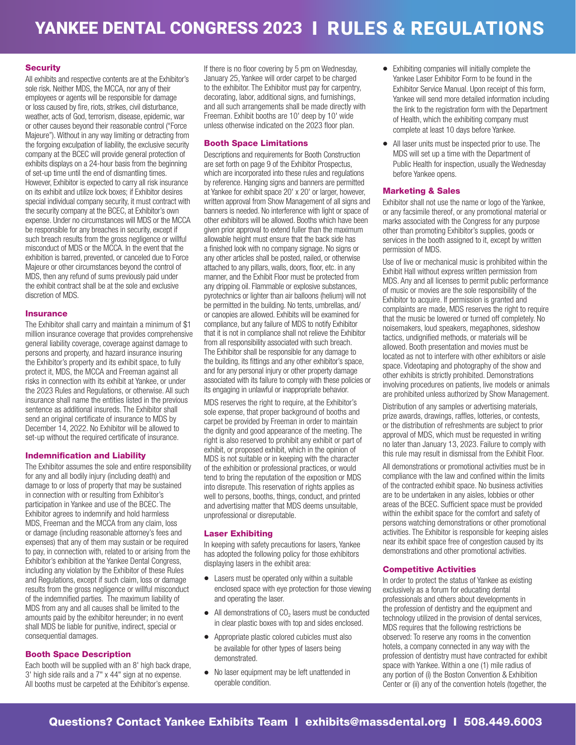# YANKEE DENTAL CONGRESS 2023 | RULES & REGULATIONS

### Security

All exhibits and respective contents are at the Exhibitor's sole risk. Neither MDS, the MCCA, nor any of their employees or agents will be responsible for damage or loss caused by fire, riots, strikes, civil disturbance, weather, acts of God, terrorism, disease, epidemic, war or other causes beyond their reasonable control ("Force Majeure"). Without in any way limiting or detracting from the forgoing exculpation of liability, the exclusive security company at the BCEC will provide general protection of exhibits displays on a 24-hour basis from the beginning of set-up time until the end of dismantling times. However, Exhibitor is expected to carry all risk insurance on its exhibit and utilize lock boxes; if Exhibitor desires special individual company security, it must contract with the security company at the BCEC, at Exhibitor's own expense. Under no circumstances will MDS or the MCCA be responsible for any breaches in security, except if such breach results from the gross negligence or willful misconduct of MDS or the MCCA. In the event that the exhibition is barred, prevented, or canceled due to Force Majeure or other circumstances beyond the control of MDS, then any refund of sums previously paid under the exhibit contract shall be at the sole and exclusive discretion of MDS.

### Insurance

The Exhibitor shall carry and maintain a minimum of $1 million insurance coverage that provides comprehensive general liability coverage, coverage against damage to persons and property, and hazard insurance insuring the Exhibitor's property and its exhibit space, to fully protect it, MDS, the MCCA and Freeman against all risks in connection with its exhibit at Yankee, or under the 2023 Rules and Regulations, or otherwise. All such insurance shall name the entities listed in the previous sentence as additional insureds. The Exhibitor shall send an original certificate of insurance to MDS by December 14, 2022. No Exhibitor will be allowed to set-up without the required certificate of insurance.

### Indemnification and Liability

The Exhibitor assumes the sole and entire responsibility for any and all bodily injury (including death) and damage to or loss of property that may be sustained in connection with or resulting from Exhibitor's participation in Yankee and use of the BCEC. The Exhibitor agrees to indemnify and hold harmless MDS, Freeman and the MCCA from any claim, loss or damage (including reasonable attorney's fees and expenses) that any of them may sustain or be required to pay, in connection with, related to or arising from the Exhibitor's exhibition at the Yankee Dental Congress, including any violation by the Exhibitor of these Rules and Regulations, except if such claim, loss or damage results from the gross negligence or willful misconduct of the indemnified parties. The maximum liability of MDS from any and all causes shall be limited to the amounts paid by the exhibitor hereunder; in no event shall MDS be liable for punitive, indirect, special or consequential damages.

### Booth Space Description

Each booth will be supplied with an 8' high back drape, 3' high side rails and a 7" x 44" sign at no expense. All booths must be carpeted at the Exhibitor's expense. If there is no floor covering by 5 pm on Wednesday, January 25, Yankee will order carpet to be charged to the exhibitor. The Exhibitor must pay for carpentry, decorating, labor, additional signs, and furnishings, and all such arrangements shall be made directly with Freeman. Exhibit booths are 10' deep by 10' wide unless otherwise indicated on the 2023 floor plan.

### Booth Space Limitations

Descriptions and requirements for Booth Construction are set forth on page 9 of the Exhibitor Prospectus, which are incorporated into these rules and regulations by reference. Hanging signs and banners are permitted at Yankee for exhibit space 20' x 20' or larger, however, written approval from Show Management of all signs and banners is needed. No interference with light or space of other exhibitors will be allowed. Booths which have been given prior approval to extend fuller than the maximum allowable height must ensure that the back side has a finished look with no company signage. No signs or any other articles shall be posted, nailed, or otherwise attached to any pillars, walls, doors, floor, etc. in any manner, and the Exhibit Floor must be protected from any dripping oil. Flammable or explosive substances, pyrotechnics or lighter than air balloons (helium) will not be permitted in the building. No tents, umbrellas, and/or canopies are allowed. Exhibits will be examined for compliance, but any failure of MDS to notify Exhibitor that it is not in compliance shall not relieve the Exhibitor from all responsibility associated with such breach. The Exhibitor shall be responsible for any damage to the building, its fittings and any other exhibitor's space, and for any personal injury or other property damage associated with its failure to comply with these policies or its engaging in unlawful or inappropriate behavior.

MDS reserves the right to require, at the Exhibitor's sole expense, that proper background of booths and carpet be provided by Freeman in order to maintain the dignity and good appearance of the meeting. The right is also reserved to prohibit any exhibit or part of exhibit, or proposed exhibit, which in the opinion of MDS is not suitable or in keeping with the character of the exhibition or professional practices, or would tend to bring the reputation of the exposition or MDS into disrepute. This reservation of rights applies as well to persons, booths, things, conduct, and printed and advertising matter that MDS deems unsuitable, unprofessional or disreputable.

### Laser Exhibiting

In keeping with safety precautions for lasers, Yankee has adopted the following policy for those exhibitors displaying lasers in the exhibit area:

- Lasers must be operated only within a suitable enclosed space with eye protection for those viewing and operating the laser.
- All demonstrations of $CO_2$ lasers must be conducted in clear plastic boxes with top and sides enclosed.
- Appropriate plastic colored cubicles must also be available for other types of lasers being demonstrated.
- No laser equipment may be left unattended in operable condition.
- Exhibiting companies will initially complete the Yankee Laser Exhibitor Form to be found in the Exhibitor Service Manual. Upon receipt of this form, Yankee will send more detailed information including the link to the registration form with the Department of Health, which the exhibiting company must complete at least 10 days before Yankee.
- All laser units must be inspected prior to use. The MDS will set up a time with the Department of Public Health for inspection, usually the Wednesday before Yankee opens.

### Marketing & Sales

Exhibitor shall not use the name or logo of the Yankee, or any facsimile thereof, or any promotional material or marks associated with the Congress for any purpose other than promoting Exhibitor's supplies, goods or services in the booth assigned to it, except by written permission of MDS.

Use of live or mechanical music is prohibited within the Exhibit Hall without express written permission from MDS. Any and all licenses to permit public performance of music or movies are the sole responsibility of the Exhibitor to acquire. If permission is granted and complaints are made, MDS reserves the right to require that the music be lowered or turned off completely. No noisemakers, loud speakers, megaphones, sideshow tactics, undignified methods, or materials will be allowed. Booth presentation and movies must be located as not to interfere with other exhibitors or aisle space. Videotaping and photography of the show and other exhibits is strictly prohibited. Demonstrations involving procedures on patients, live models or animals are prohibited unless authorized by Show Management.

Distribution of any samples or advertising materials, prize awards, drawings, raffles, lotteries, or contests, or the distribution of refreshments are subject to prior approval of MDS, which must be requested in writing no later than January 13, 2023. Failure to comply with this rule may result in dismissal from the Exhibit Floor.

All demonstrations or promotional activities must be in compliance with the law and confined within the limits of the contracted exhibit space. No business activities are to be undertaken in any aisles, lobbies or other areas of the BCEC. Sufficient space must be provided within the exhibit space for the comfort and safety of persons watching demonstrations or other promotional activities. The Exhibitor is responsible for keeping aisles near its exhibit space free of congestion caused by its demonstrations and other promotional activities.

### Competitive Activities

In order to protect the status of Yankee as existing exclusively as a forum for educating dental professionals and others about developments in the profession of dentistry and the equipment and technology utilized in the provision of dental services, MDS requires that the following restrictions be observed: To reserve any rooms in the convention hotels, a company connected in any way with the profession of dentistry must have contracted for exhibit space with Yankee. Within a one (1) mile radius of any portion of (i) the Boston Convention & Exhibition Center or (ii) any of the convention hotels (together, the

Questions? Contact Yankee Exhibits Team | exhibits@massdental.org | 508.449.6003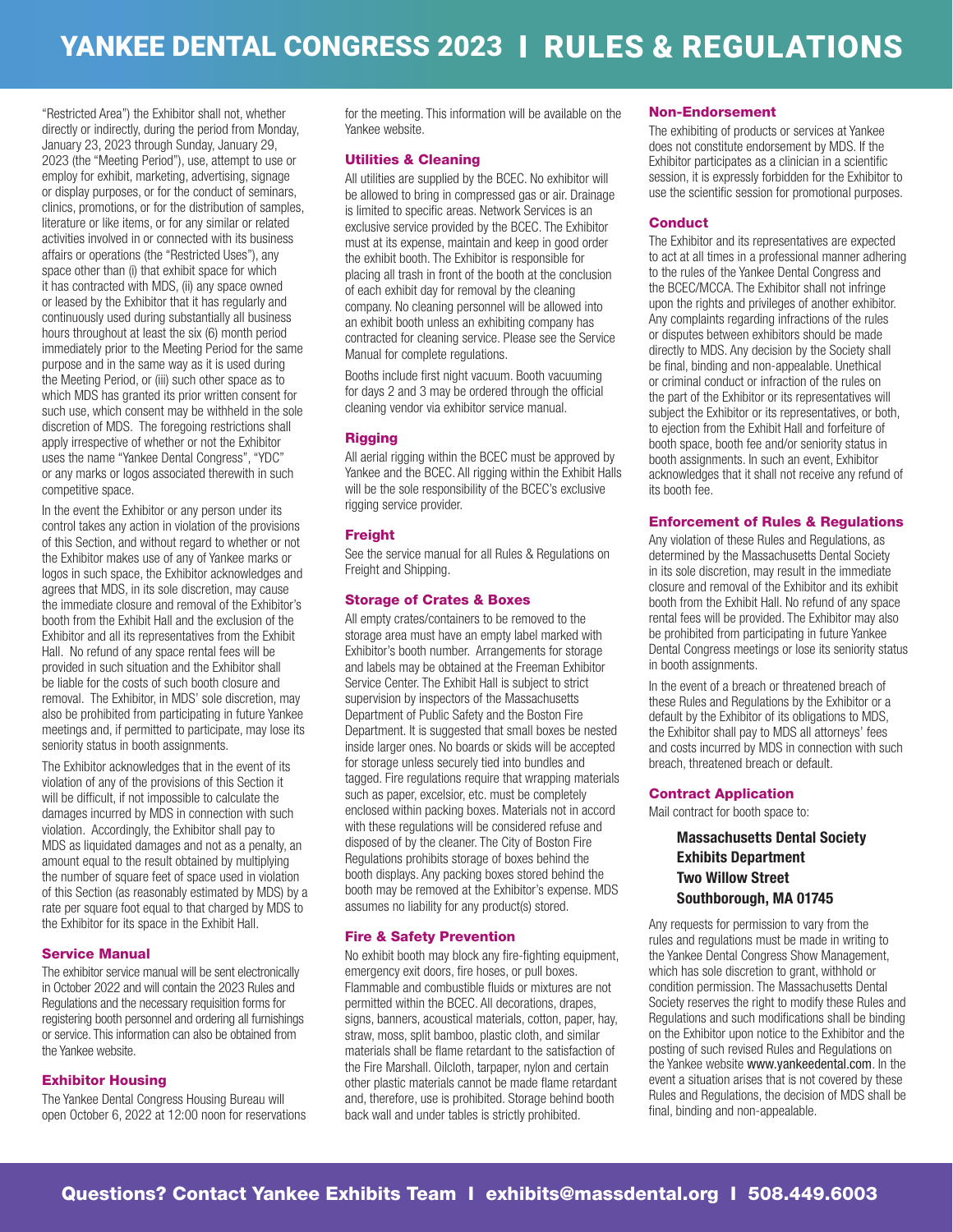"Restricted Area") the Exhibitor shall not, whether directly or indirectly, during the period from Monday, January 23, 2023 through Sunday, January 29, 2023 (the "Meeting Period"), use, attempt to use or employ for exhibit, marketing, advertising, signage or display purposes, or for the conduct of seminars, clinics, promotions, or for the distribution of samples, literature or like items, or for any similar or related activities involved in or connected with its business affairs or operations (the "Restricted Uses"), any space other than (i) that exhibit space for which it has contracted with MDS, (ii) any space owned or leased by the Exhibitor that it has regularly and continuously used during substantially all business hours throughout at least the six (6) month period immediately prior to the Meeting Period for the same purpose and in the same way as it is used during the Meeting Period, or (iii) such other space as to which MDS has granted its prior written consent for such use, which consent may be withheld in the sole discretion of MDS. The foregoing restrictions shall apply irrespective of whether or not the Exhibitor uses the name "Yankee Dental Congress", "YDC" or any marks or logos associated therewith in such competitive space.

In the event the Exhibitor or any person under its control takes any action in violation of the provisions of this Section, and without regard to whether or not the Exhibitor makes use of any of Yankee marks or logos in such space, the Exhibitor acknowledges and agrees that MDS, in its sole discretion, may cause the immediate closure and removal of the Exhibitor's booth from the Exhibit Hall and the exclusion of the Exhibitor and all its representatives from the Exhibit Hall. No refund of any space rental fees will be provided in such situation and the Exhibitor shall be liable for the costs of such booth closure and removal. The Exhibitor, in MDS' sole discretion, may also be prohibited from participating in future Yankee meetings and, if permitted to participate, may lose its seniority status in booth assignments.

The Exhibitor acknowledges that in the event of its violation of any of the provisions of this Section it will be difficult, if not impossible to calculate the damages incurred by MDS in connection with such violation. Accordingly, the Exhibitor shall pay to MDS as liquidated damages and not as a penalty, an amount equal to the result obtained by multiplying the number of square feet of space used in violation of this Section (as reasonably estimated by MDS) by a rate per square foot equal to that charged by MDS to the Exhibitor for its space in the Exhibit Hall.

### Service Manual

The exhibitor service manual will be sent electronically in October 2022 and will contain the 2023 Rules and Regulations and the necessary requisition forms for registering booth personnel and ordering all furnishings or service. This information can also be obtained from the Yankee website.

### Exhibitor Housing

The Yankee Dental Congress Housing Bureau will open October 6, 2022 at 12:00 noon for reservations for the meeting. This information will be available on the Yankee website.

### Utilities & Cleaning

All utilities are supplied by the BCEC. No exhibitor will be allowed to bring in compressed gas or air. Drainage is limited to specific areas. Network Services is an exclusive service provided by the BCEC. The Exhibitor must at its expense, maintain and keep in good order the exhibit booth. The Exhibitor is responsible for placing all trash in front of the booth at the conclusion of each exhibit day for removal by the cleaning company. No cleaning personnel will be allowed into an exhibit booth unless an exhibiting company has contracted for cleaning service. Please see the Service Manual for complete regulations.

Booths include first night vacuum. Booth vacuuming for days 2 and 3 may be ordered through the official cleaning vendor via exhibitor service manual.

### Rigging

All aerial rigging within the BCEC must be approved by Yankee and the BCEC. All rigging within the Exhibit Halls will be the sole responsibility of the BCEC's exclusive rigging service provider.

### Freight

See the service manual for all Rules & Regulations on Freight and Shipping.

### Storage of Crates & Boxes

All empty crates/containers to be removed to the storage area must have an empty label marked with Exhibitor's booth number. Arrangements for storage and labels may be obtained at the Freeman Exhibitor Service Center. The Exhibit Hall is subject to strict supervision by inspectors of the Massachusetts Department of Public Safety and the Boston Fire Department. It is suggested that small boxes be nested inside larger ones. No boards or skids will be accepted for storage unless securely tied into bundles and tagged. Fire regulations require that wrapping materials such as paper, excelsior, etc. must be completely enclosed within packing boxes. Materials not in accord with these regulations will be considered refuse and disposed of by the cleaner. The City of Boston Fire Regulations prohibits storage of boxes behind the booth displays. Any packing boxes stored behind the booth may be removed at the Exhibitor's expense. MDS assumes no liability for any product(s) stored.

### Fire & Safety Prevention

No exhibit booth may block any fire-fighting equipment, emergency exit doors, fire hoses, or pull boxes. Flammable and combustible fluids or mixtures are not permitted within the BCEC. All decorations, drapes, signs, banners, acoustical materials, cotton, paper, hay, straw, moss, split bamboo, plastic cloth, and similar materials shall be flame retardant to the satisfaction of the Fire Marshall. Oilcloth, tarpaper, nylon and certain other plastic materials cannot be made flame retardant and, therefore, use is prohibited. Storage behind booth back wall and under tables is strictly prohibited.

### Non-Endorsement

The exhibiting of products or services at Yankee does not constitute endorsement by MDS. If the Exhibitor participates as a clinician in a scientific session, it is expressly forbidden for the Exhibitor to use the scientific session for promotional purposes.

### Conduct

The Exhibitor and its representatives are expected to act at all times in a professional manner adhering to the rules of the Yankee Dental Congress and the BCEC/MCCA. The Exhibitor shall not infringe upon the rights and privileges of another exhibitor. Any complaints regarding infractions of the rules or disputes between exhibitors should be made directly to MDS. Any decision by the Society shall be final, binding and non-appealable. Unethical or criminal conduct or infraction of the rules on the part of the Exhibitor or its representatives will subject the Exhibitor or its representatives, or both, to ejection from the Exhibit Hall and forfeiture of booth space, booth fee and/or seniority status in booth assignments. In such an event, Exhibitor acknowledges that it shall not receive any refund of its booth fee.

### Enforcement of Rules & Regulations

Any violation of these Rules and Regulations, as determined by the Massachusetts Dental Society in its sole discretion, may result in the immediate closure and removal of the Exhibitor and its exhibit booth from the Exhibit Hall. No refund of any space rental fees will be provided. The Exhibitor may also be prohibited from participating in future Yankee Dental Congress meetings or lose its seniority status in booth assignments.

In the event of a breach or threatened breach of these Rules and Regulations by the Exhibitor or a default by the Exhibitor of its obligations to MDS, the Exhibitor shall pay to MDS all attorneys' fees and costs incurred by MDS in connection with such breach, threatened breach or default.

### Contract Application

Mail contract for booth space to:

**Massachusetts Dental Society**
**Exhibits Department**
**Two Willow Street**
**Southborough, MA 01745**

Any requests for permission to vary from the rules and regulations must be made in writing to the Yankee Dental Congress Show Management, which has sole discretion to grant, withhold or condition permission. The Massachusetts Dental Society reserves the right to modify these Rules and Regulations and such modifications shall be binding on the Exhibitor upon notice to the Exhibitor and the posting of such revised Rules and Regulations on the Yankee website www.yankeedental.com. In the event a situation arises that is not covered by these Rules and Regulations, the decision of MDS shall be final, binding and non-appealable.

**Questions? Contact Yankee Exhibits Team | exhibits@massdental.org | 508.449.6003**